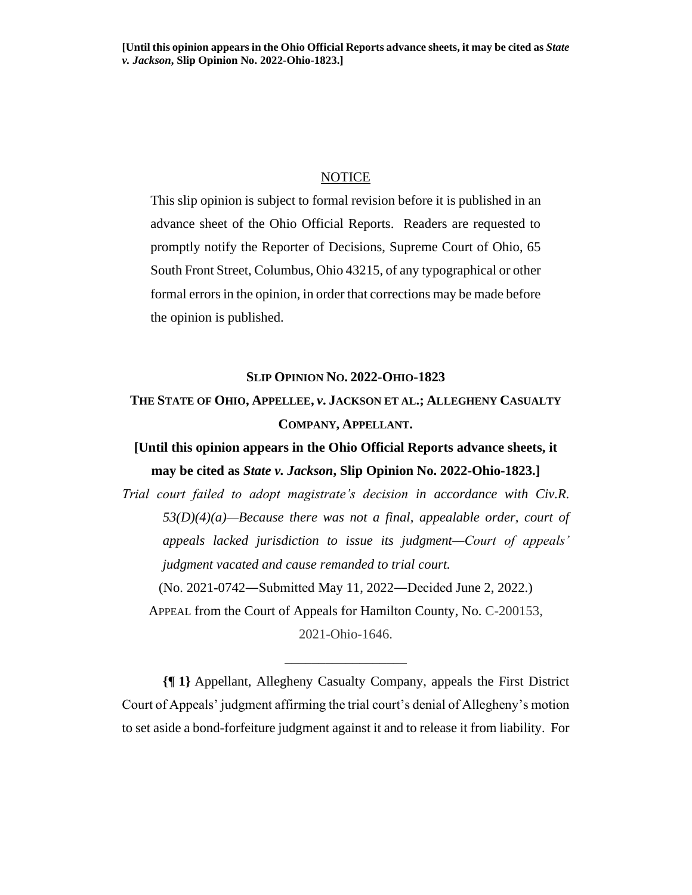**[Until this opinion appears in the Ohio Official Reports advance sheets, it may be cited as *State v. Jackson*, Slip Opinion No. 2022-Ohio-1823.]**

NOTICE

This slip opinion is subject to formal revision before it is published in an advance sheet of the Ohio Official Reports. Readers are requested to promptly notify the Reporter of Decisions, Supreme Court of Ohio, 65 South Front Street, Columbus, Ohio 43215, of any typographical or other formal errors in the opinion, in order that corrections may be made before the opinion is published.

**SLIP OPINION NO. 2022-OHIO-1823**

**THE STATE OF OHIO, APPELLEE, *v.* JACKSON ET AL.; ALLEGHENY CASUALTY COMPANY, APPELLANT.**

**[Until this opinion appears in the Ohio Official Reports advance sheets, it may be cited as *State v. Jackson*, Slip Opinion No. 2022-Ohio-1823.]**

*Trial court failed to adopt magistrate's decision in accordance with Civ.R. 53(D)(4)(a)—Because there was not a final, appealable order, court of appeals lacked jurisdiction to issue its judgment—Court of appeals' judgment vacated and cause remanded to trial court.*

(No. 2021-0742—Submitted May 11, 2022—Decided June 2, 2022.)

APPEAL from the Court of Appeals for Hamilton County, No. C-200153, 2021-Ohio-1646.

\_\_\_\_\_\_\_\_\_\_\_\_\_\_\_\_\_\_

**{¶ 1}** Appellant, Allegheny Casualty Company, appeals the First District Court of Appeals' judgment affirming the trial court's denial of Allegheny's motion to set aside a bond-forfeiture judgment against it and to release it from liability. For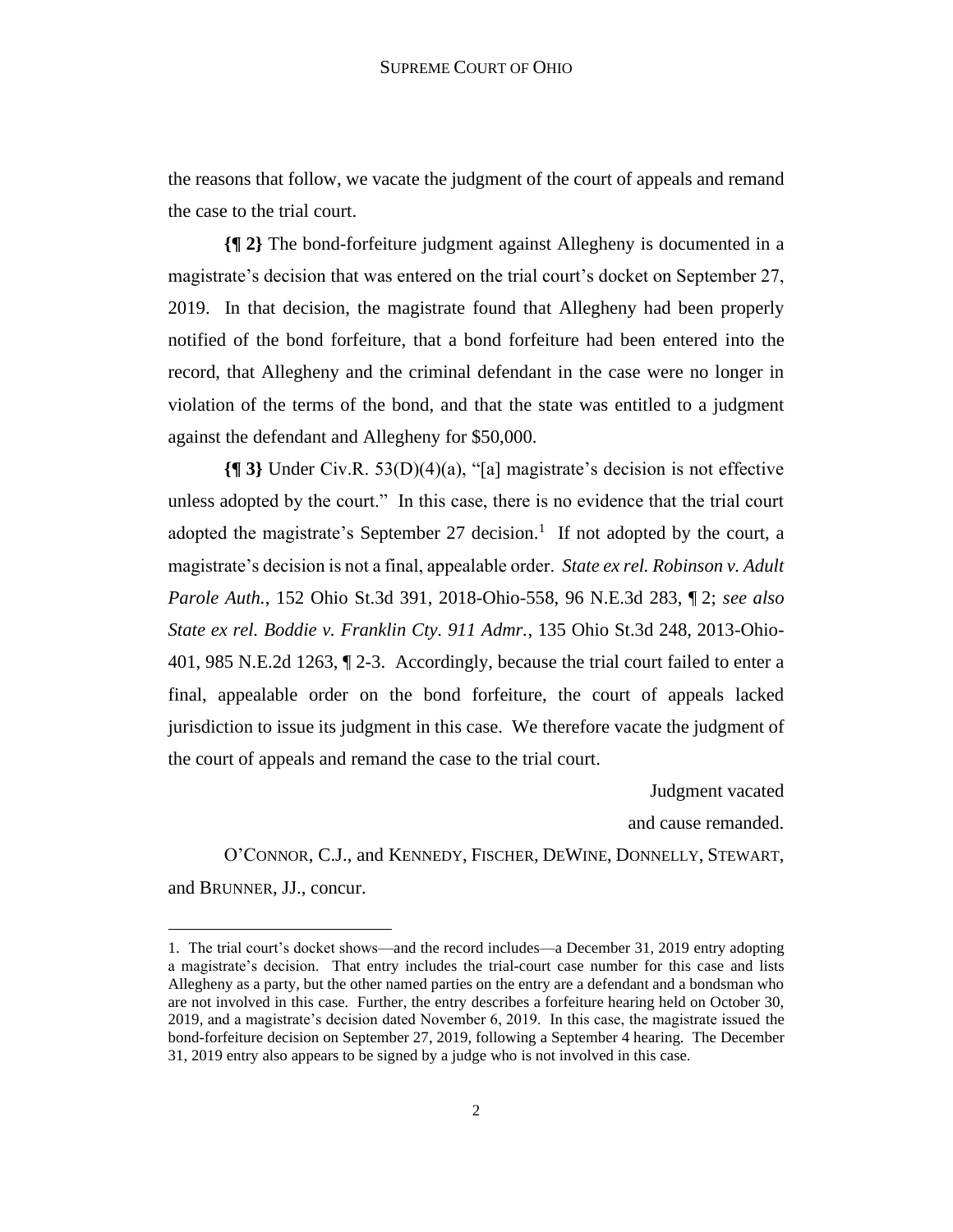the reasons that follow, we vacate the judgment of the court of appeals and remand the case to the trial court.

**{¶ 2}** The bond-forfeiture judgment against Allegheny is documented in a magistrate's decision that was entered on the trial court's docket on September 27, 2019. In that decision, the magistrate found that Allegheny had been properly notified of the bond forfeiture, that a bond forfeiture had been entered into the record, that Allegheny and the criminal defendant in the case were no longer in violation of the terms of the bond, and that the state was entitled to a judgment against the defendant and Allegheny for $50,000.

**{¶ 3}** Under Civ.R. 53(D)(4)(a), "[a] magistrate's decision is not effective unless adopted by the court." In this case, there is no evidence that the trial court adopted the magistrate's September 27 decision.[1] If not adopted by the court, a magistrate's decision is not a final, appealable order. *State ex rel. Robinson v. Adult Parole Auth.*, 152 Ohio St.3d 391, 2018-Ohio-558, 96 N.E.3d 283, ¶ 2; *see also State ex rel. Boddie v. Franklin Cty. 911 Admr.*, 135 Ohio St.3d 248, 2013-Ohio-401, 985 N.E.2d 1263, ¶ 2-3. Accordingly, because the trial court failed to enter a final, appealable order on the bond forfeiture, the court of appeals lacked jurisdiction to issue its judgment in this case. We therefore vacate the judgment of the court of appeals and remand the case to the trial court.

Judgment vacated
and cause remanded.

O'CONNOR, C.J., and KENNEDY, FISCHER, DEWINE, DONNELLY, STEWART, and BRUNNER, JJ., concur.

---

1. The trial court's docket shows—and the record includes—a December 31, 2019 entry adopting a magistrate's decision. That entry includes the trial-court case number for this case and lists Allegheny as a party, but the other named parties on the entry are a defendant and a bondsman who are not involved in this case. Further, the entry describes a forfeiture hearing held on October 30, 2019, and a magistrate's decision dated November 6, 2019. In this case, the magistrate issued the bond-forfeiture decision on September 27, 2019, following a September 4 hearing. The December 31, 2019 entry also appears to be signed by a judge who is not involved in this case.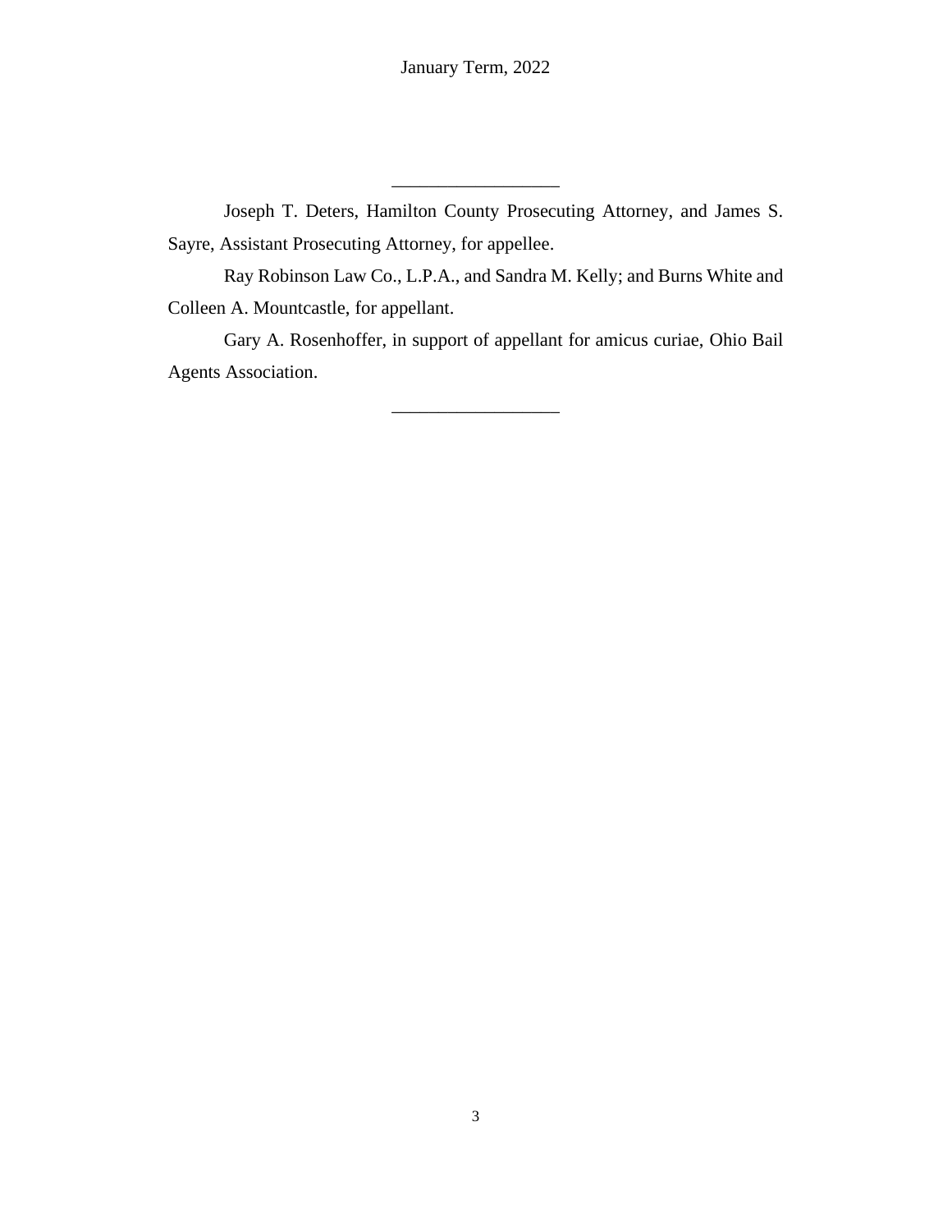---

Joseph T. Deters, Hamilton County Prosecuting Attorney, and James S. Sayre, Assistant Prosecuting Attorney, for appellee.

Ray Robinson Law Co., L.P.A., and Sandra M. Kelly; and Burns White and Colleen A. Mountcastle, for appellant.

Gary A. Rosenhoffer, in support of appellant for amicus curiae, Ohio Bail Agents Association.

---